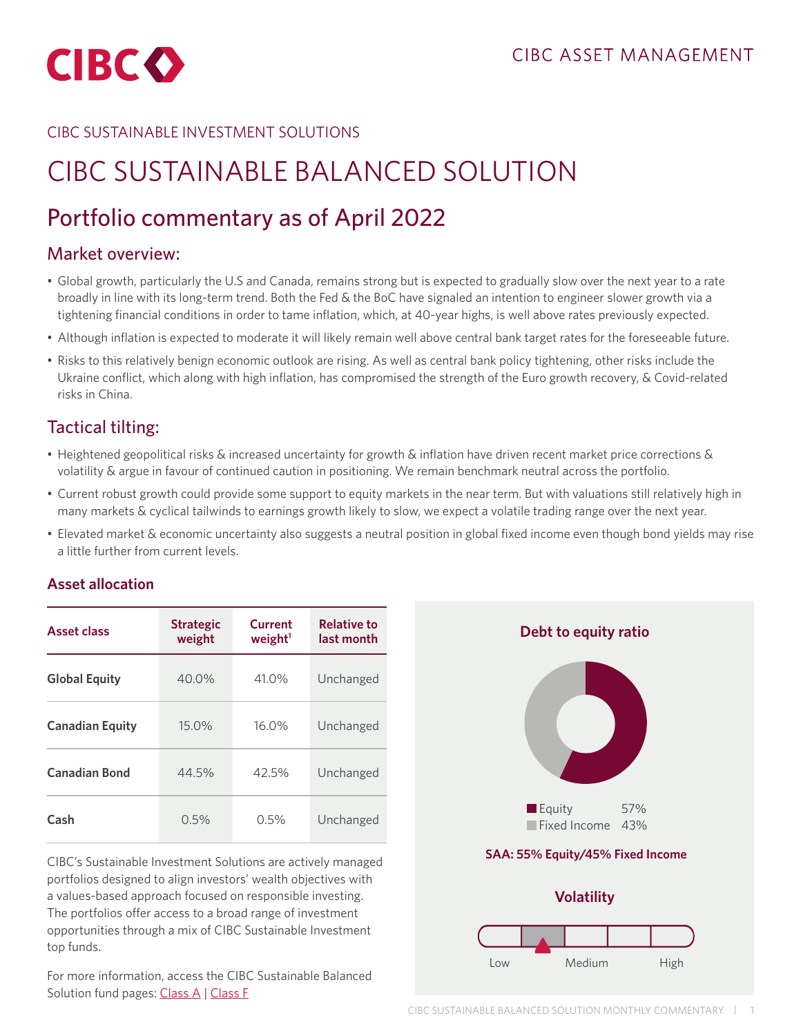CIBC ASSET MANAGEMENT

CIBC SUSTAINABLE INVESTMENT SOLUTIONS

# CIBC SUSTAINABLE BALANCED SOLUTION

## Portfolio commentary as of April 2022

### Market overview:

- Global growth, particularly the U.S and Canada, remains strong but is expected to gradually slow over the next year to a rate broadly in line with its long-term trend. Both the Fed & the BoC have signaled an intention to engineer slower growth via a tightening financial conditions in order to tame inflation, which, at 40-year highs, is well above rates previously expected.
- Although inflation is expected to moderate it will likely remain well above central bank target rates for the foreseeable future.
- Risks to this relatively benign economic outlook are rising. As well as central bank policy tightening, other risks include the Ukraine conflict, which along with high inflation, has compromised the strength of the Euro growth recovery, & Covid-related risks in China.

### Tactical tilting:

- Heightened geopolitical risks & increased uncertainty for growth & inflation have driven recent market price corrections & volatility & argue in favour of continued caution in positioning. We remain benchmark neutral across the portfolio.
- Current robust growth could provide some support to equity markets in the near term. But with valuations still relatively high in many markets & cyclical tailwinds to earnings growth likely to slow, we expect a volatile trading range over the next year.
- Elevated market & economic uncertainty also suggests a neutral position in global fixed income even though bond yields may rise a little further from current levels.

### Asset allocation

| Asset class | Strategic weight | Current weight[1] | Relative to last month |
|---|---|---|---|
| **Global Equity** | 40.0% | 41.0% | Unchanged |
| **Canadian Equity** | 15.0% | 16.0% | Unchanged |
| **Canadian Bond** | 44.5% | 42.5% | Unchanged |
| **Cash** | 0.5% | 0.5% | Unchanged |

CIBC's Sustainable Investment Solutions are actively managed portfolios designed to align investors' wealth objectives with a values-based approach focused on responsible investing. The portfolios offer access to a broad range of investment opportunities through a mix of CIBC Sustainable Investment top funds.

For more information, access the CIBC Sustainable Balanced Solution fund pages: Class A | Class F

### Debt to equity ratio

| | |
|---|---|
| Equity | 57% |
| Fixed Income | 43% |

**SAA: 55% Equity/45% Fixed Income**

### Volatility

Low — Medium — High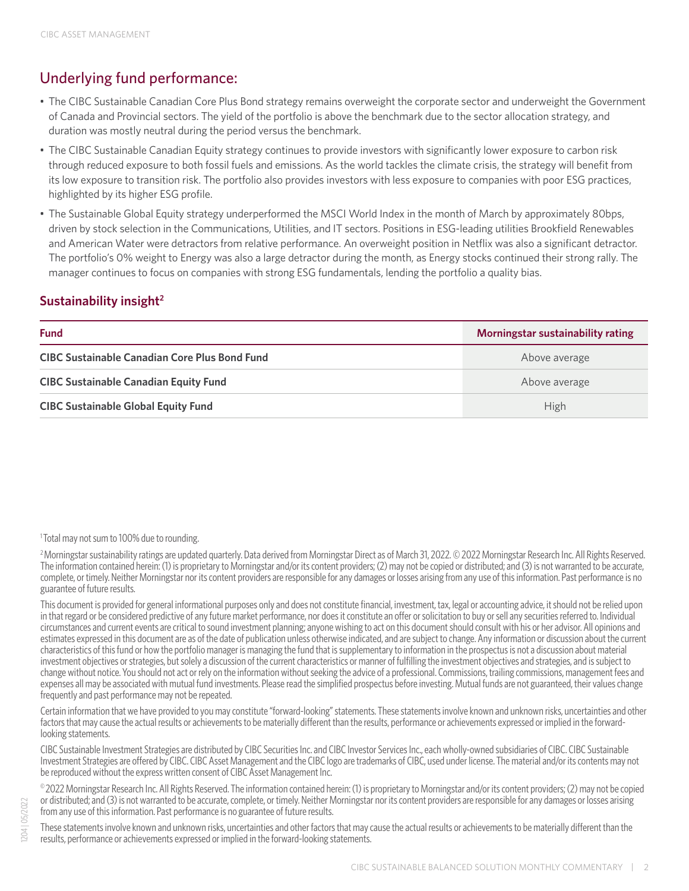## Underlying fund performance:

- The CIBC Sustainable Canadian Core Plus Bond strategy remains overweight the corporate sector and underweight the Government of Canada and Provincial sectors. The yield of the portfolio is above the benchmark due to the sector allocation strategy, and duration was mostly neutral during the period versus the benchmark.
- The CIBC Sustainable Canadian Equity strategy continues to provide investors with significantly lower exposure to carbon risk through reduced exposure to both fossil fuels and emissions. As the world tackles the climate crisis, the strategy will benefit from its low exposure to transition risk. The portfolio also provides investors with less exposure to companies with poor ESG practices, highlighted by its higher ESG profile.
- The Sustainable Global Equity strategy underperformed the MSCI World Index in the month of March by approximately 80bps, driven by stock selection in the Communications, Utilities, and IT sectors. Positions in ESG-leading utilities Brookfield Renewables and American Water were detractors from relative performance. An overweight position in Netflix was also a significant detractor. The portfolio's 0% weight to Energy was also a large detractor during the month, as Energy stocks continued their strong rally. The manager continues to focus on companies with strong ESG fundamentals, lending the portfolio a quality bias.

### Sustainability insight[2]

| Fund | Morningstar sustainability rating |
|---|---|
| **CIBC Sustainable Canadian Core Plus Bond Fund** | Above average |
| **CIBC Sustainable Canadian Equity Fund** | Above average |
| **CIBC Sustainable Global Equity Fund** | High |

[1] Total may not sum to 100% due to rounding.

[2] Morningstar sustainability ratings are updated quarterly. Data derived from Morningstar Direct as of March 31, 2022. © 2022 Morningstar Research Inc. All Rights Reserved. The information contained herein: (1) is proprietary to Morningstar and/or its content providers; (2) may not be copied or distributed; and (3) is not warranted to be accurate, complete, or timely. Neither Morningstar nor its content providers are responsible for any damages or losses arising from any use of this information. Past performance is no guarantee of future results.

This document is provided for general informational purposes only and does not constitute financial, investment, tax, legal or accounting advice, it should not be relied upon in that regard or be considered predictive of any future market performance, nor does it constitute an offer or solicitation to buy or sell any securities referred to. Individual circumstances and current events are critical to sound investment planning; anyone wishing to act on this document should consult with his or her advisor. All opinions and estimates expressed in this document are as of the date of publication unless otherwise indicated, and are subject to change. Any information or discussion about the current characteristics of this fund or how the portfolio manager is managing the fund that is supplementary to information in the prospectus is not a discussion about material investment objectives or strategies, but solely a discussion of the current characteristics or manner of fulfilling the investment objectives and strategies, and is subject to change without notice. You should not act or rely on the information without seeking the advice of a professional. Commissions, trailing commissions, management fees and expenses all may be associated with mutual fund investments. Please read the simplified prospectus before investing. Mutual funds are not guaranteed, their values change frequently and past performance may not be repeated.

Certain information that we have provided to you may constitute "forward-looking" statements. These statements involve known and unknown risks, uncertainties and other factors that may cause the actual results or achievements to be materially different than the results, performance or achievements expressed or implied in the forward-looking statements.

CIBC Sustainable Investment Strategies are distributed by CIBC Securities Inc. and CIBC Investor Services Inc., each wholly-owned subsidiaries of CIBC. CIBC Sustainable Investment Strategies are offered by CIBC. CIBC Asset Management and the CIBC logo are trademarks of CIBC, used under license. The material and/or its contents may not be reproduced without the express written consent of CIBC Asset Management Inc.

© 2022 Morningstar Research Inc. All Rights Reserved. The information contained herein: (1) is proprietary to Morningstar and/or its content providers; (2) may not be copied or distributed; and (3) is not warranted to be accurate, complete, or timely. Neither Morningstar nor its content providers are responsible for any damages or losses arising from any use of this information. Past performance is no guarantee of future results.

These statements involve known and unknown risks, uncertainties and other factors that may cause the actual results or achievements to be materially different than the results, performance or achievements expressed or implied in the forward-looking statements.

1204 | 05/2022